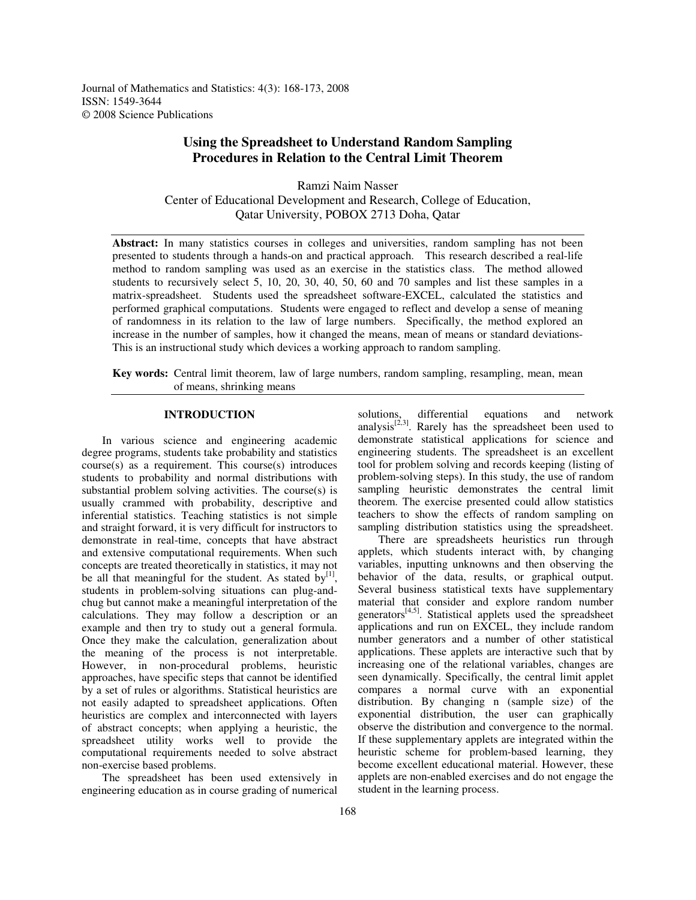Journal of Mathematics and Statistics: 4(3): 168-173, 2008
ISSN: 1549-3644
© 2008 Science Publications

# Using the Spreadsheet to Understand Random Sampling Procedures in Relation to the Central Limit Theorem

Ramzi Naim Nasser
Center of Educational Development and Research, College of Education,
Qatar University, POBOX 2713 Doha, Qatar

**Abstract:** In many statistics courses in colleges and universities, random sampling has not been presented to students through a hands-on and practical approach. This research described a real-life method to random sampling was used as an exercise in the statistics class. The method allowed students to recursively select 5, 10, 20, 30, 40, 50, 60 and 70 samples and list these samples in a matrix-spreadsheet. Students used the spreadsheet software-EXCEL, calculated the statistics and performed graphical computations. Students were engaged to reflect and develop a sense of meaning of randomness in its relation to the law of large numbers. Specifically, the method explored an increase in the number of samples, how it changed the means, mean of means or standard deviations- This is an instructional study which devices a working approach to random sampling.

**Key words:** Central limit theorem, law of large numbers, random sampling, resampling, mean, mean of means, shrinking means

## INTRODUCTION

In various science and engineering academic degree programs, students take probability and statistics course(s) as a requirement. This course(s) introduces students to probability and normal distributions with substantial problem solving activities. The course(s) is usually crammed with probability, descriptive and inferential statistics. Teaching statistics is not simple and straight forward, it is very difficult for instructors to demonstrate in real-time, concepts that have abstract and extensive computational requirements. When such concepts are treated theoretically in statistics, it may not be all that meaningful for the student. As stated by[1], students in problem-solving situations can plug-and-chug but cannot make a meaningful interpretation of the calculations. They may follow a description or an example and then try to study out a general formula. Once they make the calculation, generalization about the meaning of the process is not interpretable. However, in non-procedural problems, heuristic approaches, have specific steps that cannot be identified by a set of rules or algorithms. Statistical heuristics are not easily adapted to spreadsheet applications. Often heuristics are complex and interconnected with layers of abstract concepts; when applying a heuristic, the spreadsheet utility works well to provide the computational requirements needed to solve abstract non-exercise based problems.

The spreadsheet has been used extensively in engineering education as in course grading of numerical solutions, differential equations and network analysis[2,3]. Rarely has the spreadsheet been used to demonstrate statistical applications for science and engineering students. The spreadsheet is an excellent tool for problem solving and records keeping (listing of problem-solving steps). In this study, the use of random sampling heuristic demonstrates the central limit theorem. The exercise presented could allow statistics teachers to show the effects of random sampling on sampling distribution statistics using the spreadsheet.

There are spreadsheets heuristics run through applets, which students interact with, by changing variables, inputting unknowns and then observing the behavior of the data, results, or graphical output. Several business statistical texts have supplementary material that consider and explore random number generators[4,5]. Statistical applets used the spreadsheet applications and run on EXCEL, they include random number generators and a number of other statistical applications. These applets are interactive such that by increasing one of the relational variables, changes are seen dynamically. Specifically, the central limit applet compares a normal curve with an exponential distribution. By changing n (sample size) of the exponential distribution, the user can graphically observe the distribution and convergence to the normal. If these supplementary applets are integrated within the heuristic scheme for problem-based learning, they become excellent educational material. However, these applets are non-enabled exercises and do not engage the student in the learning process.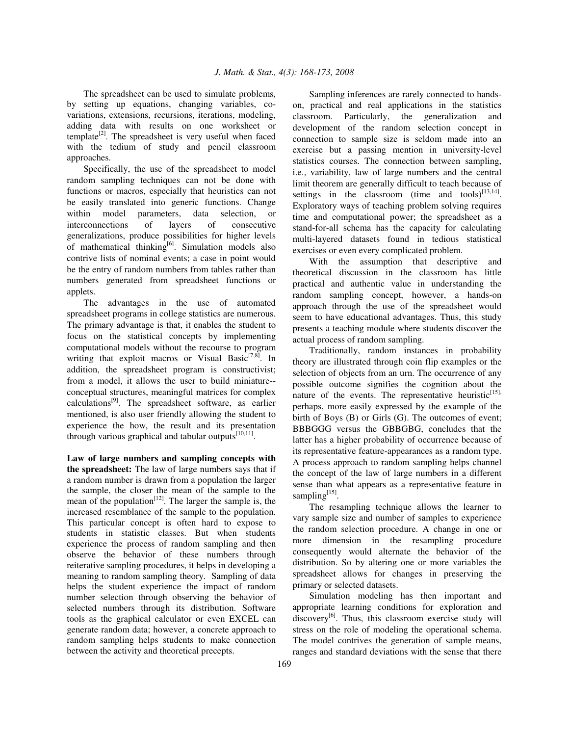The spreadsheet can be used to simulate problems, by setting up equations, changing variables, co-variations, extensions, recursions, iterations, modeling, adding data with results on one worksheet or template[2]. The spreadsheet is very useful when faced with the tedium of study and pencil classroom approaches.

Specifically, the use of the spreadsheet to model random sampling techniques can not be done with functions or macros, especially that heuristics can not be easily translated into generic functions. Change within model parameters, data selection, or interconnections of layers of consecutive generalizations, produce possibilities for higher levels of mathematical thinking[6]. Simulation models also contrive lists of nominal events; a case in point would be the entry of random numbers from tables rather than numbers generated from spreadsheet functions or applets.

The advantages in the use of automated spreadsheet programs in college statistics are numerous. The primary advantage is that, it enables the student to focus on the statistical concepts by implementing computational models without the recourse to program writing that exploit macros or Visual Basic[7,8]. In addition, the spreadsheet program is constructivist; from a model, it allows the user to build miniature--conceptual structures, meaningful matrices for complex calculations[9]. The spreadsheet software, as earlier mentioned, is also user friendly allowing the student to experience the how, the result and its presentation through various graphical and tabular outputs[10,11].

**Law of large numbers and sampling concepts with the spreadsheet:** The law of large numbers says that if a random number is drawn from a population the larger the sample, the closer the mean of the sample to the mean of the population[12]. The larger the sample is, the increased resemblance of the sample to the population. This particular concept is often hard to expose to students in statistic classes. But when students experience the process of random sampling and then observe the behavior of these numbers through reiterative sampling procedures, it helps in developing a meaning to random sampling theory. Sampling of data helps the student experience the impact of random number selection through observing the behavior of selected numbers through its distribution. Software tools as the graphical calculator or even EXCEL can generate random data; however, a concrete approach to random sampling helps students to make connection between the activity and theoretical precepts.

Sampling inferences are rarely connected to hands-on, practical and real applications in the statistics classroom. Particularly, the generalization and development of the random selection concept in connection to sample size is seldom made into an exercise but a passing mention in university-level statistics courses. The connection between sampling, i.e., variability, law of large numbers and the central limit theorem are generally difficult to teach because of settings in the classroom (time and tools)[13,14]. Exploratory ways of teaching problem solving requires time and computational power; the spreadsheet as a stand-for-all schema has the capacity for calculating multi-layered datasets found in tedious statistical exercises or even every complicated problem.

With the assumption that descriptive and theoretical discussion in the classroom has little practical and authentic value in understanding the random sampling concept, however, a hands-on approach through the use of the spreadsheet would seem to have educational advantages. Thus, this study presents a teaching module where students discover the actual process of random sampling.

Traditionally, random instances in probability theory are illustrated through coin flip examples or the selection of objects from an urn. The occurrence of any possible outcome signifies the cognition about the nature of the events. The representative heuristic[15], perhaps, more easily expressed by the example of the birth of Boys (B) or Girls (G). The outcomes of event; BBBGGG versus the GBBGBG, concludes that the latter has a higher probability of occurrence because of its representative feature-appearances as a random type. A process approach to random sampling helps channel the concept of the law of large numbers in a different sense than what appears as a representative feature in sampling[15].

The resampling technique allows the learner to vary sample size and number of samples to experience the random selection procedure. A change in one or more dimension in the resampling procedure consequently would alternate the behavior of the distribution. So by altering one or more variables the spreadsheet allows for changes in preserving the primary or selected datasets.

Simulation modeling has then important and appropriate learning conditions for exploration and discovery[6]. Thus, this classroom exercise study will stress on the role of modeling the operational schema. The model contrives the generation of sample means, ranges and standard deviations with the sense that there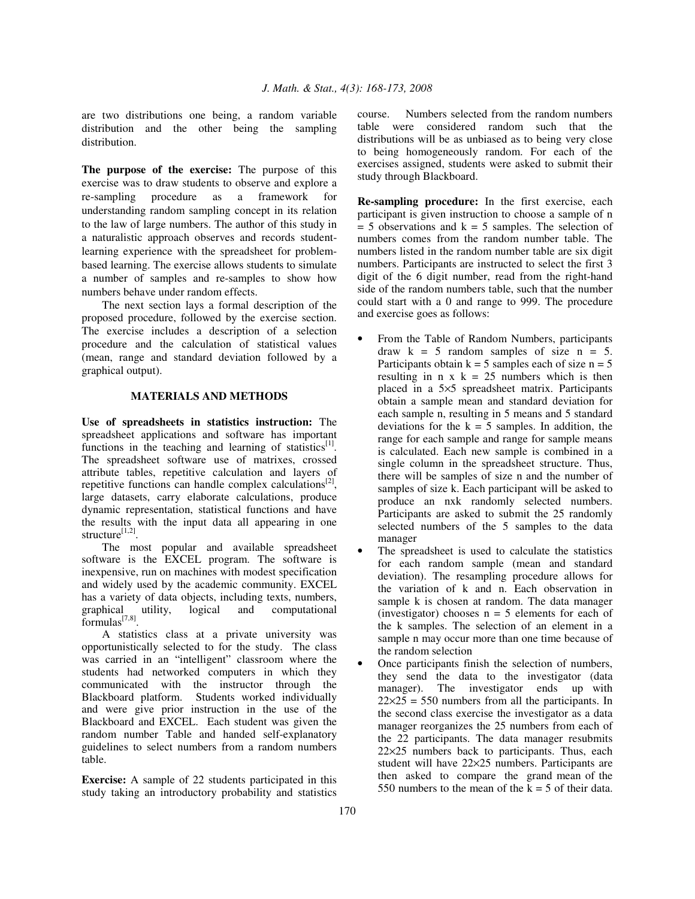are two distributions one being, a random variable distribution and the other being the sampling distribution.

**The purpose of the exercise:** The purpose of this exercise was to draw students to observe and explore a re-sampling procedure as a framework for understanding random sampling concept in its relation to the law of large numbers. The author of this study in a naturalistic approach observes and records student-learning experience with the spreadsheet for problem-based learning. The exercise allows students to simulate a number of samples and re-samples to show how numbers behave under random effects.

The next section lays a formal description of the proposed procedure, followed by the exercise section. The exercise includes a description of a selection procedure and the calculation of statistical values (mean, range and standard deviation followed by a graphical output).

## MATERIALS AND METHODS

**Use of spreadsheets in statistics instruction:** The spreadsheet applications and software has important functions in the teaching and learning of statistics[1]. The spreadsheet software use of matrixes, crossed attribute tables, repetitive calculation and layers of repetitive functions can handle complex calculations[2], large datasets, carry elaborate calculations, produce dynamic representation, statistical functions and have the results with the input data all appearing in one structure[1,2].

The most popular and available spreadsheet software is the EXCEL program. The software is inexpensive, run on machines with modest specification and widely used by the academic community. EXCEL has a variety of data objects, including texts, numbers, graphical utility, logical and computational formulas[7,8].

A statistics class at a private university was opportunistically selected to for the study. The class was carried in an "intelligent" classroom where the students had networked computers in which they communicated with the instructor through the Blackboard platform. Students worked individually and were give prior instruction in the use of the Blackboard and EXCEL. Each student was given the random number Table and handed self-explanatory guidelines to select numbers from a random numbers table.

**Exercise:** A sample of 22 students participated in this study taking an introductory probability and statistics course. Numbers selected from the random numbers table were considered random such that the distributions will be as unbiased as to being very close to being homogeneously random. For each of the exercises assigned, students were asked to submit their study through Blackboard.

**Re-sampling procedure:** In the first exercise, each participant is given instruction to choose a sample of $n = 5$ observations and $k = 5$ samples. The selection of numbers comes from the random number table. The numbers listed in the random number table are six digit numbers. Participants are instructed to select the first 3 digit of the 6 digit number, read from the right-hand side of the random numbers table, such that the number could start with a 0 and range to 999. The procedure and exercise goes as follows:

- From the Table of Random Numbers, participants draw $k = 5$ random samples of size $n = 5$. Participants obtain $k = 5$ samples each of size $n = 5$ resulting in $n \times k = 25$ numbers which is then placed in a $5\times5$ spreadsheet matrix. Participants obtain a sample mean and standard deviation for each sample n, resulting in 5 means and 5 standard deviations for the $k = 5$ samples. In addition, the range for each sample and range for sample means is calculated. Each new sample is combined in a single column in the spreadsheet structure. Thus, there will be samples of size n and the number of samples of size k. Each participant will be asked to produce an nxk randomly selected numbers. Participants are asked to submit the 25 randomly selected numbers of the 5 samples to the data manager
- The spreadsheet is used to calculate the statistics for each random sample (mean and standard deviation). The resampling procedure allows for the variation of k and n. Each observation in sample k is chosen at random. The data manager (investigator) chooses $n = 5$ elements for each of the k samples. The selection of an element in a sample n may occur more than one time because of the random selection
- Once participants finish the selection of numbers, they send the data to the investigator (data manager). The investigator ends up with $22\times25 = 550$ numbers from all the participants. In the second class exercise the investigator as a data manager reorganizes the 25 numbers from each of the 22 participants. The data manager resubmits $22\times25$ numbers back to participants. Thus, each student will have $22\times25$ numbers. Participants are then asked to compare the grand mean of the 550 numbers to the mean of the $k = 5$ of their data.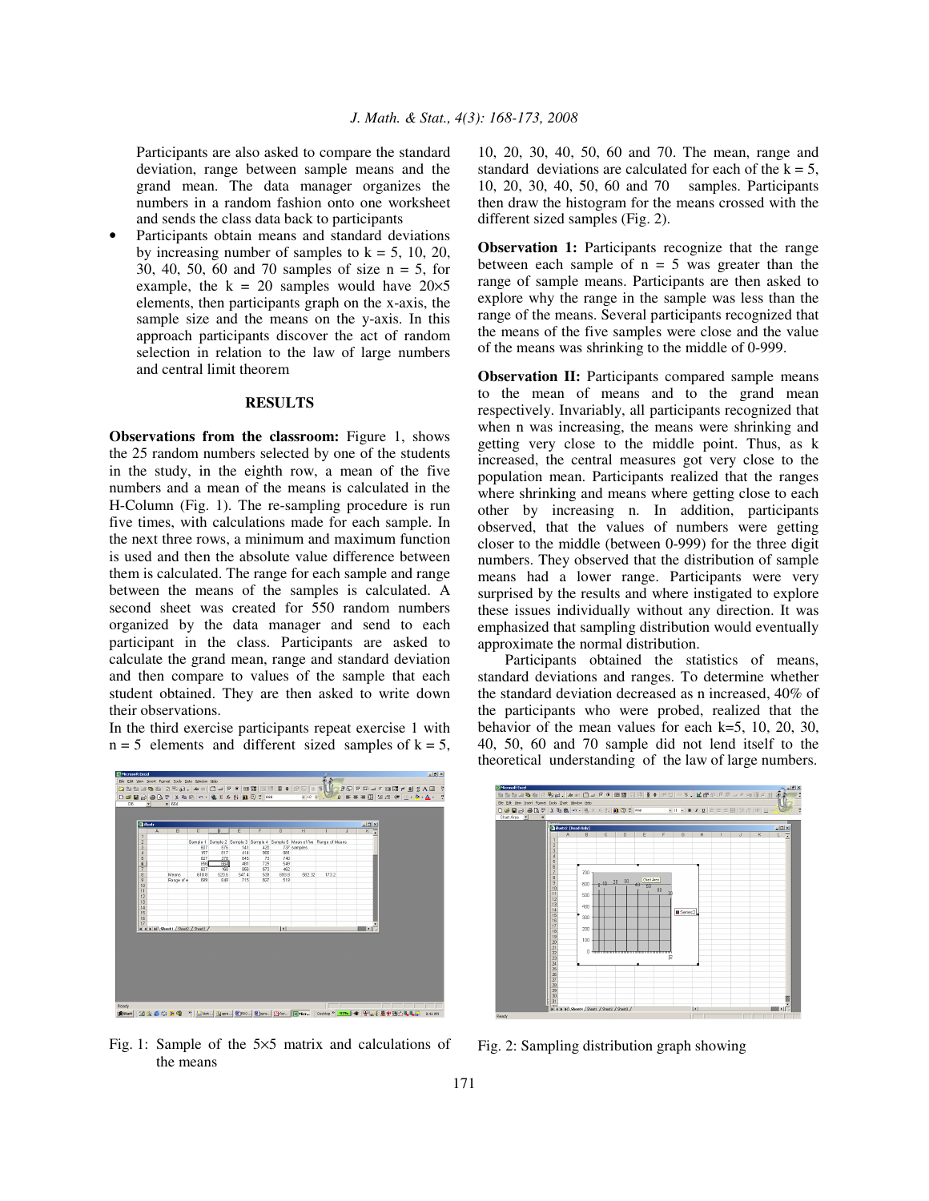Participants are also asked to compare the standard deviation, range between sample means and the grand mean. The data manager organizes the numbers in a random fashion onto one worksheet and sends the class data back to participants

- Participants obtain means and standard deviations by increasing number of samples to k = 5, 10, 20, 30, 40, 50, 60 and 70 samples of size n = 5, for example, the k = 20 samples would have 20×5 elements, then participants graph on the x-axis, the sample size and the means on the y-axis. In this approach participants discover the act of random selection in relation to the law of large numbers and central limit theorem

## RESULTS

**Observations from the classroom:** Figure 1, shows the 25 random numbers selected by one of the students in the study, in the eighth row, a mean of the five numbers and a mean of the means is calculated in the H-Column (Fig. 1). The re-sampling procedure is run five times, with calculations made for each sample. In the next three rows, a minimum and maximum function is used and then the absolute value difference between them is calculated. The range for each sample and range between the means of the samples is calculated. A second sheet was created for 550 random numbers organized by the data manager and send to each participant in the class. Participants are asked to calculate the grand mean, range and standard deviation and then compare to values of the sample that each student obtained. They are then asked to write down their observations.

In the third exercise participants repeat exercise 1 with n = 5 elements and different sized samples of k = 5, 10, 20, 30, 40, 50, 60 and 70. The mean, range and standard deviations are calculated for each of the k = 5, 10, 20, 30, 40, 50, 60 and 70 samples. Participants then draw the histogram for the means crossed with the different sized samples (Fig. 2).

**Observation 1:** Participants recognize that the range between each sample of n = 5 was greater than the range of sample means. Participants are then asked to explore why the range in the sample was less than the range of the means. Several participants recognized that the means of the five samples were close and the value of the means was shrinking to the middle of 0-999.

**Observation II:** Participants compared sample means to the mean of means and to the grand mean respectively. Invariably, all participants recognized that when n was increasing, the means were shrinking and getting very close to the middle point. Thus, as k increased, the central measures got very close to the population mean. Participants realized that the ranges where shrinking and means where getting close to each other by increasing n. In addition, participants observed, that the values of numbers were getting closer to the middle (between 0-999) for the three digit numbers. They observed that the distribution of sample means had a lower range. Participants were very surprised by the results and where instigated to explore these issues individually without any direction. It was emphasized that sampling distribution would eventually approximate the normal distribution.

Participants obtained the statistics of means, standard deviations and ranges. To determine whether the standard deviation decreased as n increased, 40% of the participants who were probed, realized that the behavior of the mean values for each k=5, 10, 20, 30, 40, 50, 60 and 70 sample did not lend itself to the theoretical understanding of the law of large numbers.

Fig. 1: Sample of the 5×5 matrix and calculations of the means

Fig. 2: Sampling distribution graph showing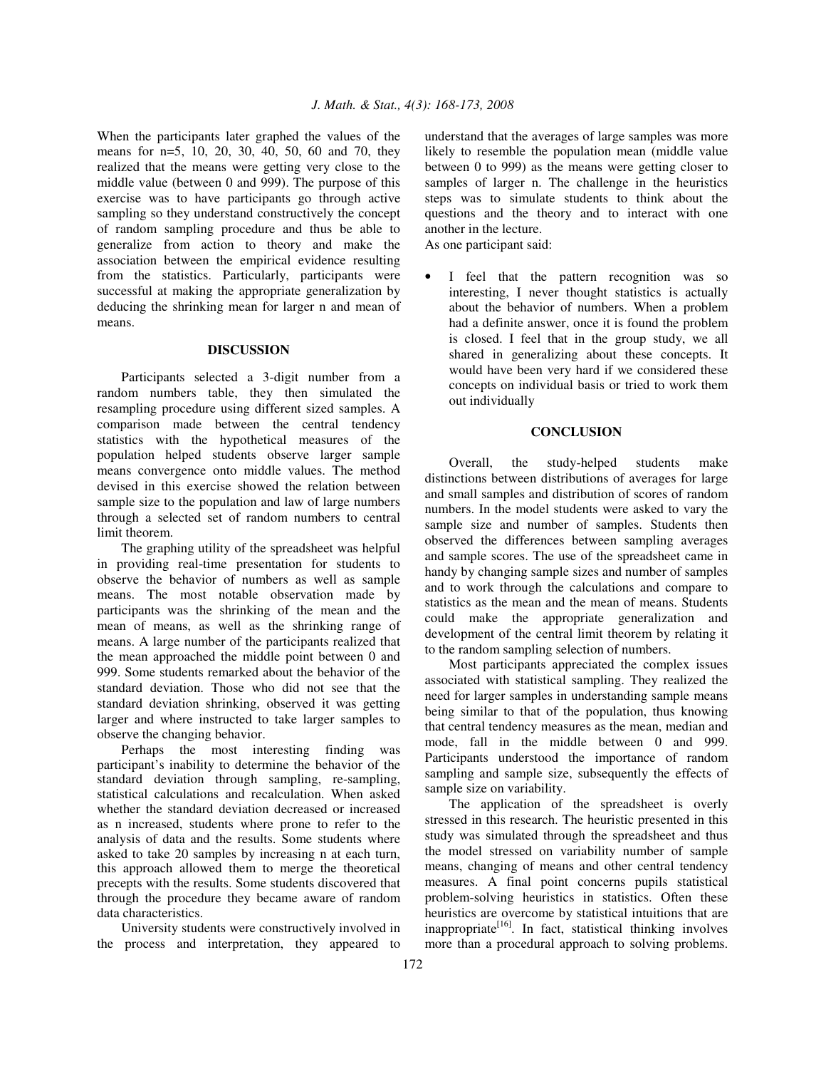When the participants later graphed the values of the means for n=5, 10, 20, 30, 40, 50, 60 and 70, they realized that the means were getting very close to the middle value (between 0 and 999). The purpose of this exercise was to have participants go through active sampling so they understand constructively the concept of random sampling procedure and thus be able to generalize from action to theory and make the association between the empirical evidence resulting from the statistics. Particularly, participants were successful at making the appropriate generalization by deducing the shrinking mean for larger n and mean of means.

## DISCUSSION

Participants selected a 3-digit number from a random numbers table, they then simulated the resampling procedure using different sized samples. A comparison made between the central tendency statistics with the hypothetical measures of the population helped students observe larger sample means convergence onto middle values. The method devised in this exercise showed the relation between sample size to the population and law of large numbers through a selected set of random numbers to central limit theorem.

The graphing utility of the spreadsheet was helpful in providing real-time presentation for students to observe the behavior of numbers as well as sample means. The most notable observation made by participants was the shrinking of the mean and the mean of means, as well as the shrinking range of means. A large number of the participants realized that the mean approached the middle point between 0 and 999. Some students remarked about the behavior of the standard deviation. Those who did not see that the standard deviation shrinking, observed it was getting larger and where instructed to take larger samples to observe the changing behavior.

Perhaps the most interesting finding was participant's inability to determine the behavior of the standard deviation through sampling, re-sampling, statistical calculations and recalculation. When asked whether the standard deviation decreased or increased as n increased, students where prone to refer to the analysis of data and the results. Some students where asked to take 20 samples by increasing n at each turn, this approach allowed them to merge the theoretical precepts with the results. Some students discovered that through the procedure they became aware of random data characteristics.

University students were constructively involved in the process and interpretation, they appeared to understand that the averages of large samples was more likely to resemble the population mean (middle value between 0 to 999) as the means were getting closer to samples of larger n. The challenge in the heuristics steps was to simulate students to think about the questions and the theory and to interact with one another in the lecture.

As one participant said:

- I feel that the pattern recognition was so interesting, I never thought statistics is actually about the behavior of numbers. When a problem had a definite answer, once it is found the problem is closed. I feel that in the group study, we all shared in generalizing about these concepts. It would have been very hard if we considered these concepts on individual basis or tried to work them out individually

## CONCLUSION

Overall, the study-helped students make distinctions between distributions of averages for large and small samples and distribution of scores of random numbers. In the model students were asked to vary the sample size and number of samples. Students then observed the differences between sampling averages and sample scores. The use of the spreadsheet came in handy by changing sample sizes and number of samples and to work through the calculations and compare to statistics as the mean and the mean of means. Students could make the appropriate generalization and development of the central limit theorem by relating it to the random sampling selection of numbers.

Most participants appreciated the complex issues associated with statistical sampling. They realized the need for larger samples in understanding sample means being similar to that of the population, thus knowing that central tendency measures as the mean, median and mode, fall in the middle between 0 and 999. Participants understood the importance of random sampling and sample size, subsequently the effects of sample size on variability.

The application of the spreadsheet is overly stressed in this research. The heuristic presented in this study was simulated through the spreadsheet and thus the model stressed on variability number of sample means, changing of means and other central tendency measures. A final point concerns pupils statistical problem-solving heuristics in statistics. Often these heuristics are overcome by statistical intuitions that are inappropriate[16]. In fact, statistical thinking involves more than a procedural approach to solving problems.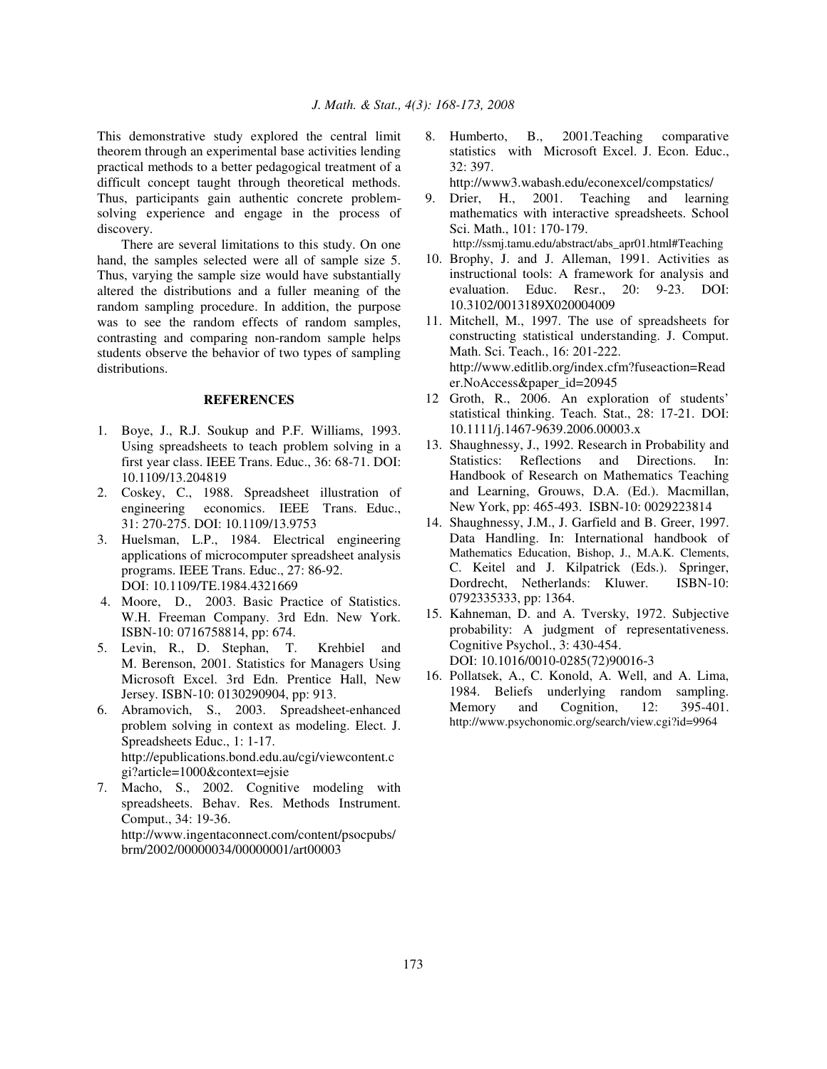This demonstrative study explored the central limit theorem through an experimental base activities lending practical methods to a better pedagogical treatment of a difficult concept taught through theoretical methods. Thus, participants gain authentic concrete problem-solving experience and engage in the process of discovery.

There are several limitations to this study. On one hand, the samples selected were all of sample size 5. Thus, varying the sample size would have substantially altered the distributions and a fuller meaning of the random sampling procedure. In addition, the purpose was to see the random effects of random samples, contrasting and comparing non-random sample helps students observe the behavior of two types of sampling distributions.

## REFERENCES

1. Boye, J., R.J. Soukup and P.F. Williams, 1993. Using spreadsheets to teach problem solving in a first year class. IEEE Trans. Educ., 36: 68-71. DOI: 10.1109/13.204819
2. Coskey, C., 1988. Spreadsheet illustration of engineering economics. IEEE Trans. Educ., 31: 270-275. DOI: 10.1109/13.9753
3. Huelsman, L.P., 1984. Electrical engineering applications of microcomputer spreadsheet analysis programs. IEEE Trans. Educ., 27: 86-92. DOI: 10.1109/TE.1984.4321669
4. Moore, D., 2003. Basic Practice of Statistics. W.H. Freeman Company. 3rd Edn. New York. ISBN-10: 0716758814, pp: 674.
5. Levin, R., D. Stephan, T. Krehbiel and M. Berenson, 2001. Statistics for Managers Using Microsoft Excel. 3rd Edn. Prentice Hall, New Jersey. ISBN-10: 0130290904, pp: 913.
6. Abramovich, S., 2003. Spreadsheet-enhanced problem solving in context as modeling. Elect. J. Spreadsheets Educ., 1: 1-17. http://epublications.bond.edu.au/cgi/viewcontent.cgi?article=1000&context=ejsie
7. Macho, S., 2002. Cognitive modeling with spreadsheets. Behav. Res. Methods Instrument. Comput., 34: 19-36. http://www.ingentaconnect.com/content/psocpubs/brm/2002/00000034/00000001/art00003
8. Humberto, B., 2001.Teaching comparative statistics with Microsoft Excel. J. Econ. Educ., 32: 397. http://www3.wabash.edu/econexcel/compstatics/
9. Drier, H., 2001. Teaching and learning mathematics with interactive spreadsheets. School Sci. Math., 101: 170-179. http://ssmj.tamu.edu/abstract/abs_apr01.html#Teaching
10. Brophy, J. and J. Alleman, 1991. Activities as instructional tools: A framework for analysis and evaluation. Educ. Resr., 20: 9-23. DOI: 10.3102/0013189X020004009
11. Mitchell, M., 1997. The use of spreadsheets for constructing statistical understanding. J. Comput. Math. Sci. Teach., 16: 201-222. http://www.editlib.org/index.cfm?fuseaction=Reader.NoAccess&paper_id=20945
12. Groth, R., 2006. An exploration of students' statistical thinking. Teach. Stat., 28: 17-21. DOI: 10.1111/j.1467-9639.2006.00003.x
13. Shaughnessy, J., 1992. Research in Probability and Statistics: Reflections and Directions. In: Handbook of Research on Mathematics Teaching and Learning, Grouws, D.A. (Ed.). Macmillan, New York, pp: 465-493. ISBN-10: 0029223814
14. Shaughnessy, J.M., J. Garfield and B. Greer, 1997. Data Handling. In: International handbook of Mathematics Education, Bishop, J., M.A.K. Clements, C. Keitel and J. Kilpatrick (Eds.). Springer, Dordrecht, Netherlands: Kluwer. ISBN-10: 0792335333, pp: 1364.
15. Kahneman, D. and A. Tversky, 1972. Subjective probability: A judgment of representativeness. Cognitive Psychol., 3: 430-454. DOI: 10.1016/0010-0285(72)90016-3
16. Pollatsek, A., C. Konold, A. Well, and A. Lima, 1984. Beliefs underlying random sampling. Memory and Cognition, 12: 395-401. http://www.psychonomic.org/search/view.cgi?id=9964